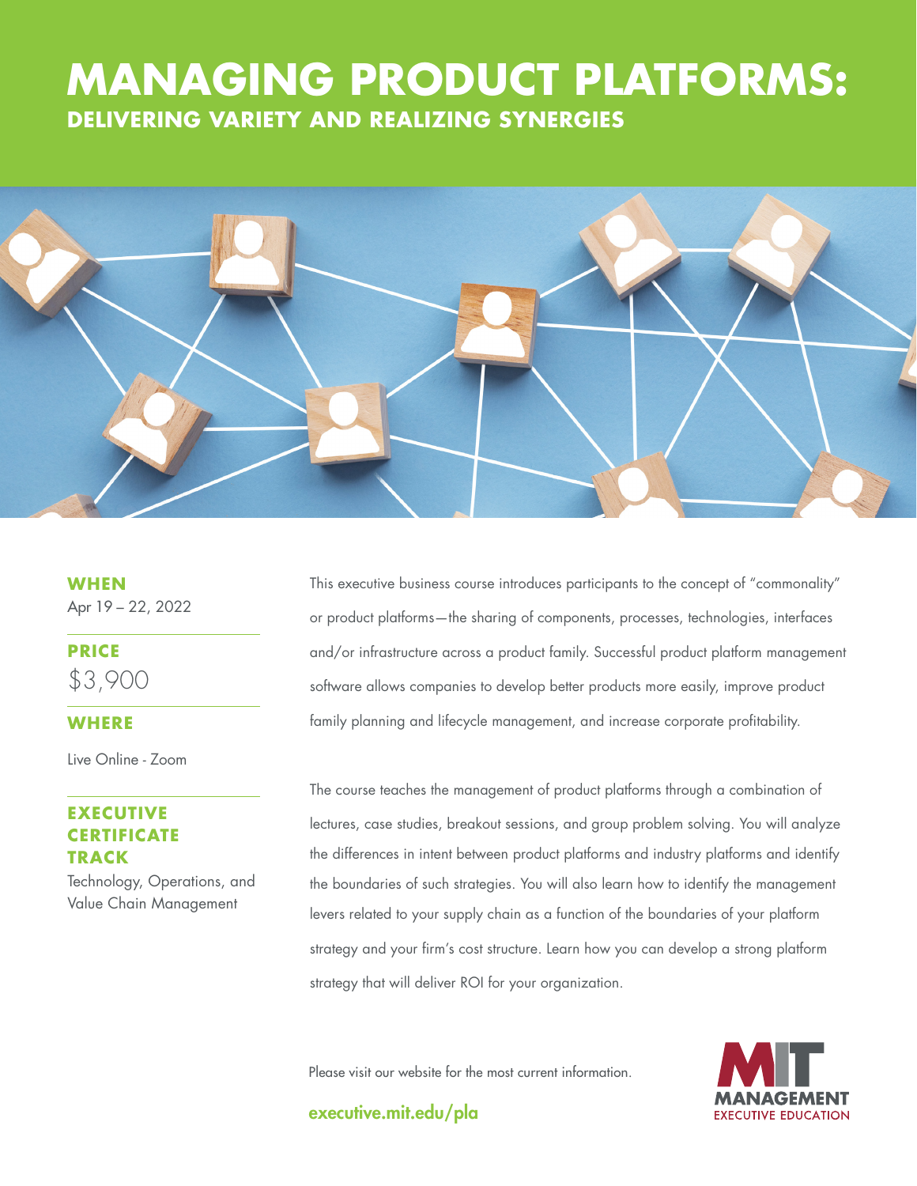# MANAGING PRODUCT PLATFORMS:

## DELIVERING VARIETY AND REALIZING SYNERGIES

**WHEN**

Apr 19 – 22, 2022

**PRICE**

$3,900

**WHERE**

Live Online - Zoom

**EXECUTIVE CERTIFICATE TRACK**

Technology, Operations, and Value Chain Management

This executive business course introduces participants to the concept of "commonality" or product platforms—the sharing of components, processes, technologies, interfaces and/or infrastructure across a product family. Successful product platform management software allows companies to develop better products more easily, improve product family planning and lifecycle management, and increase corporate profitability.

The course teaches the management of product platforms through a combination of lectures, case studies, breakout sessions, and group problem solving. You will analyze the differences in intent between product platforms and industry platforms and identify the boundaries of such strategies. You will also learn how to identify the management levers related to your supply chain as a function of the boundaries of your platform strategy and your firm's cost structure. Learn how you can develop a strong platform strategy that will deliver ROI for your organization.

Please visit our website for the most current information.

executive.mit.edu/pla

MIT MANAGEMENT EXECUTIVE EDUCATION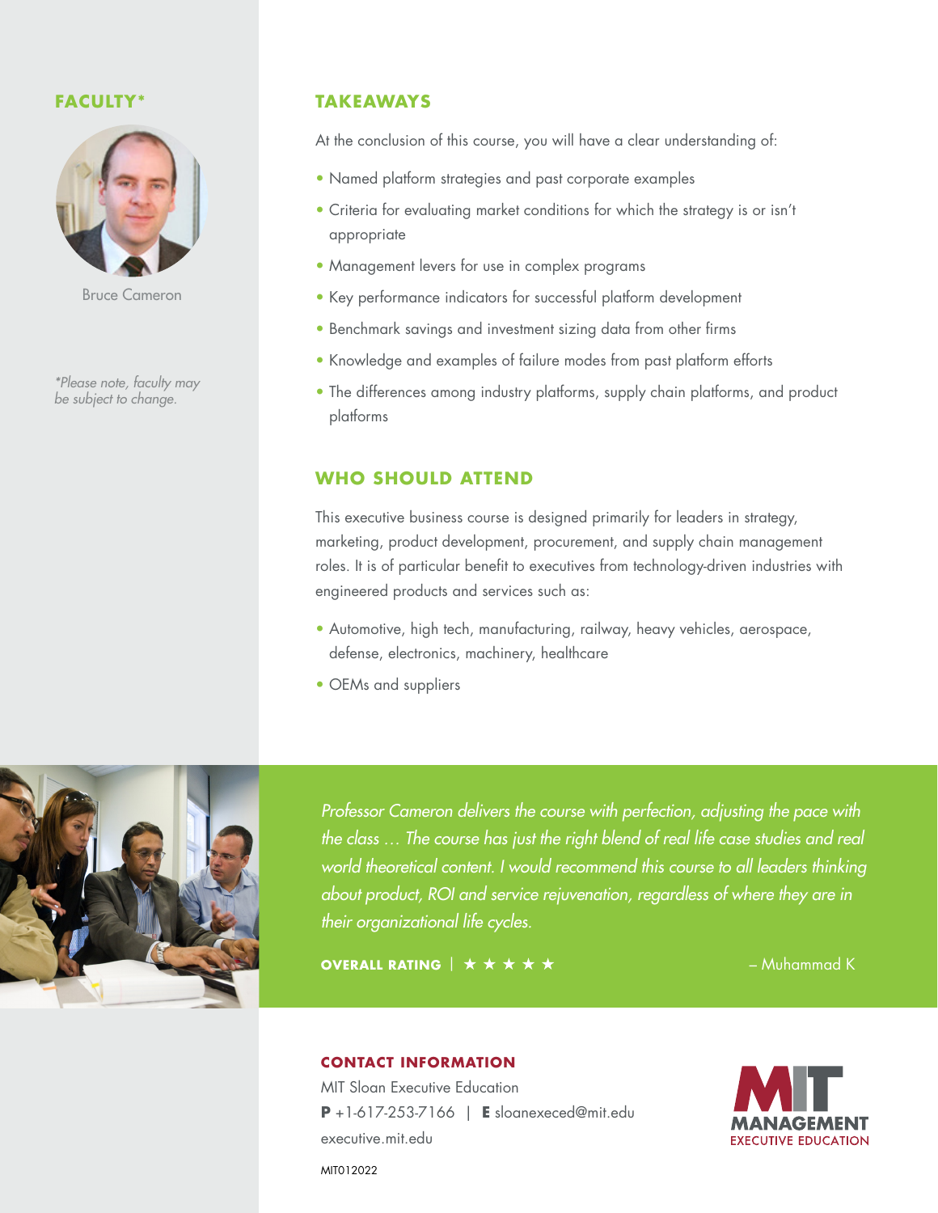## FACULTY*

Bruce Cameron

*Please note, faculty may be subject to change.*

## TAKEAWAYS

At the conclusion of this course, you will have a clear understanding of:

- Named platform strategies and past corporate examples
- Criteria for evaluating market conditions for which the strategy is or isn't appropriate
- Management levers for use in complex programs
- Key performance indicators for successful platform development
- Benchmark savings and investment sizing data from other firms
- Knowledge and examples of failure modes from past platform efforts
- The differences among industry platforms, supply chain platforms, and product platforms

## WHO SHOULD ATTEND

This executive business course is designed primarily for leaders in strategy, marketing, product development, procurement, and supply chain management roles. It is of particular benefit to executives from technology-driven industries with engineered products and services such as:

- Automotive, high tech, manufacturing, railway, heavy vehicles, aerospace, defense, electronics, machinery, healthcare
- OEMs and suppliers

*Professor Cameron delivers the course with perfection, adjusting the pace with the class … The course has just the right blend of real life case studies and real world theoretical content. I would recommend this course to all leaders thinking about product, ROI and service rejuvenation, regardless of where they are in their organizational life cycles.*

**OVERALL RATING** | ★ ★ ★ ★ ★

– Muhammad K

## CONTACT INFORMATION

MIT Sloan Executive Education

**P** +1-617-253-7166 | **E** sloanexeced@mit.edu

executive.mit.edu

MIT MANAGEMENT EXECUTIVE EDUCATION

MIT012022